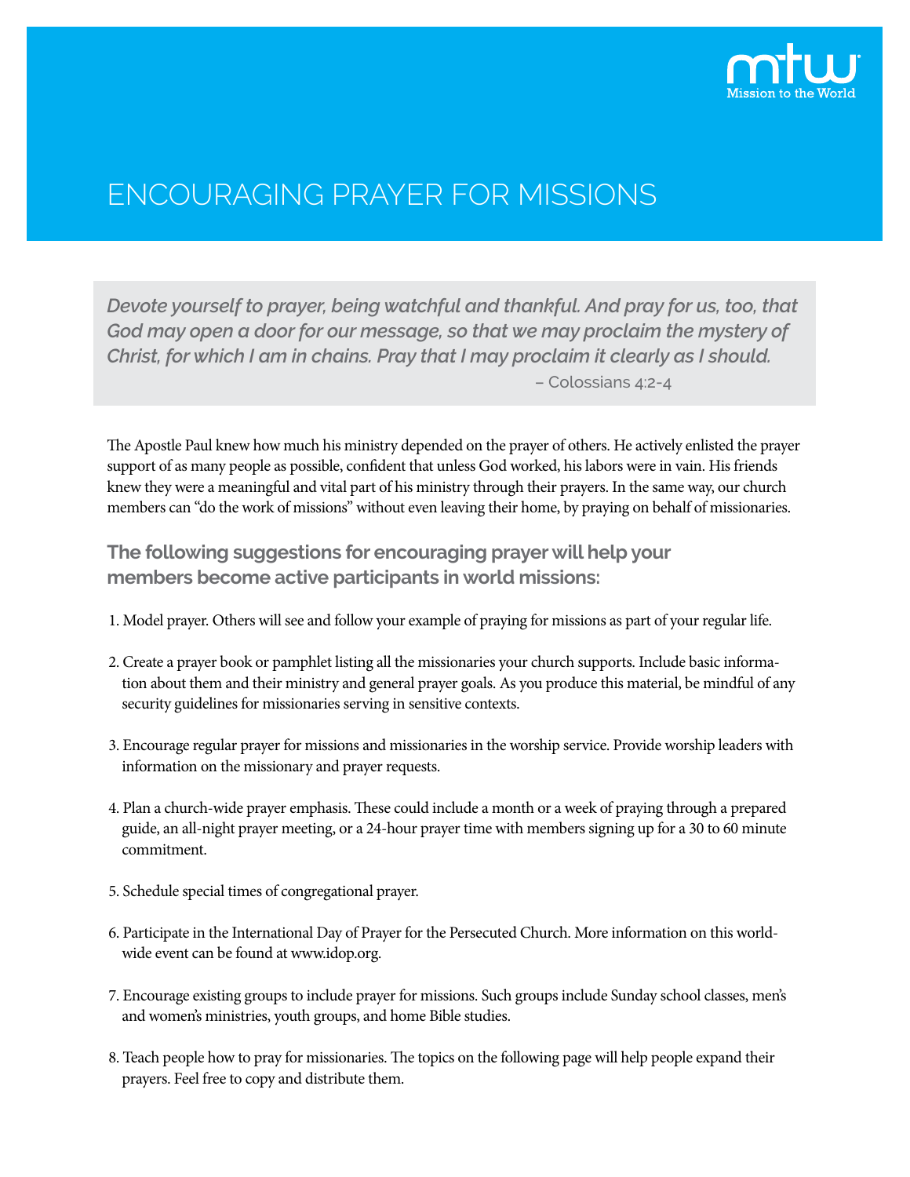Mission to the World

# ENCOURAGING PRAYER FOR MISSIONS

> *Devote yourself to prayer, being watchful and thankful. And pray for us, too, that God may open a door for our message, so that we may proclaim the mystery of Christ, for which I am in chains. Pray that I may proclaim it clearly as I should.*
>
> – Colossians 4:2-4

The Apostle Paul knew how much his ministry depended on the prayer of others. He actively enlisted the prayer support of as many people as possible, confident that unless God worked, his labors were in vain. His friends knew they were a meaningful and vital part of his ministry through their prayers. In the same way, our church members can "do the work of missions" without even leaving their home, by praying on behalf of missionaries.

## The following suggestions for encouraging prayer will help your members become active participants in world missions:

1. Model prayer. Others will see and follow your example of praying for missions as part of your regular life.

2. Create a prayer book or pamphlet listing all the missionaries your church supports. Include basic information about them and their ministry and general prayer goals. As you produce this material, be mindful of any security guidelines for missionaries serving in sensitive contexts.

3. Encourage regular prayer for missions and missionaries in the worship service. Provide worship leaders with information on the missionary and prayer requests.

4. Plan a church-wide prayer emphasis. These could include a month or a week of praying through a prepared guide, an all-night prayer meeting, or a 24-hour prayer time with members signing up for a 30 to 60 minute commitment.

5. Schedule special times of congregational prayer.

6. Participate in the International Day of Prayer for the Persecuted Church. More information on this worldwide event can be found at www.idop.org.

7. Encourage existing groups to include prayer for missions. Such groups include Sunday school classes, men's and women's ministries, youth groups, and home Bible studies.

8. Teach people how to pray for missionaries. The topics on the following page will help people expand their prayers. Feel free to copy and distribute them.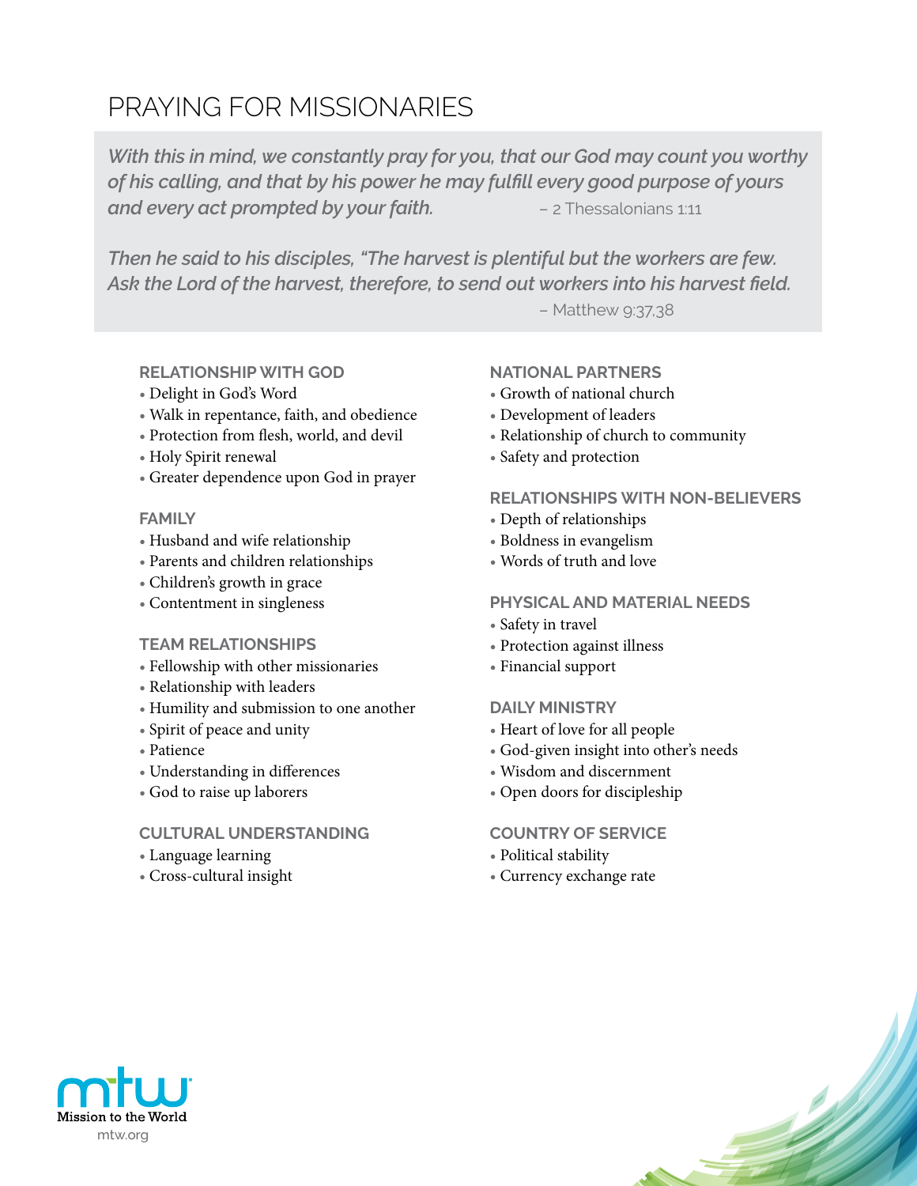# PRAYING FOR MISSIONARIES

*With this in mind, we constantly pray for you, that our God may count you worthy of his calling, and that by his power he may fulfill every good purpose of yours and every act prompted by your faith.* – 2 Thessalonians 1:11

*Then he said to his disciples, "The harvest is plentiful but the workers are few. Ask the Lord of the harvest, therefore, to send out workers into his harvest field.* – Matthew 9:37,38

### RELATIONSHIP WITH GOD

- Delight in God's Word
- Walk in repentance, faith, and obedience
- Protection from flesh, world, and devil
- Holy Spirit renewal
- Greater dependence upon God in prayer

### FAMILY

- Husband and wife relationship
- Parents and children relationships
- Children's growth in grace
- Contentment in singleness

### TEAM RELATIONSHIPS

- Fellowship with other missionaries
- Relationship with leaders
- Humility and submission to one another
- Spirit of peace and unity
- Patience
- Understanding in differences
- God to raise up laborers

### CULTURAL UNDERSTANDING

- Language learning
- Cross-cultural insight

### NATIONAL PARTNERS

- Growth of national church
- Development of leaders
- Relationship of church to community
- Safety and protection

### RELATIONSHIPS WITH NON-BELIEVERS

- Depth of relationships
- Boldness in evangelism
- Words of truth and love

### PHYSICAL AND MATERIAL NEEDS

- Safety in travel
- Protection against illness
- Financial support

### DAILY MINISTRY

- Heart of love for all people
- God-given insight into other's needs
- Wisdom and discernment
- Open doors for discipleship

### COUNTRY OF SERVICE

- Political stability
- Currency exchange rate

mtw
Mission to the World
mtw.org